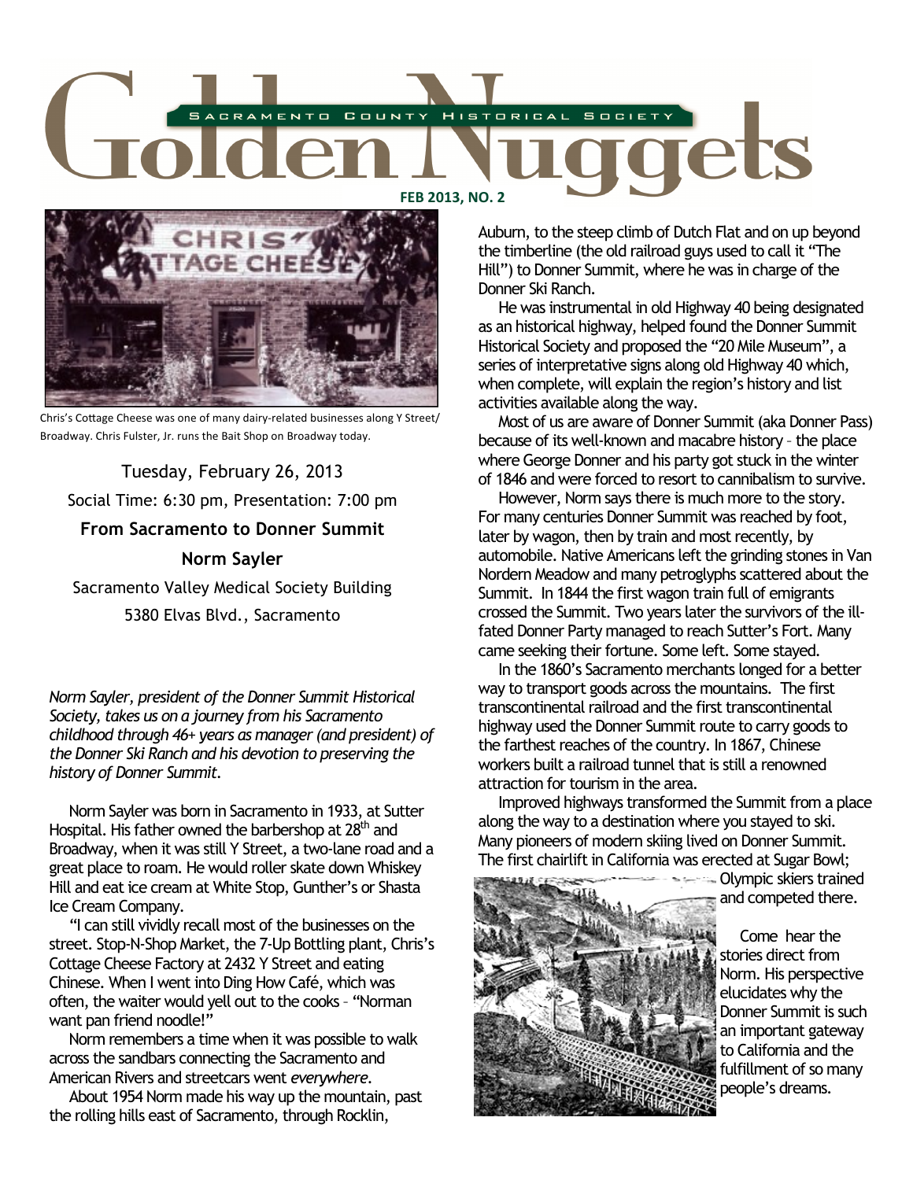# Golden Nuggets

SACRAMENTO COUNTY HISTORICAL SOCIETY

**FEB 2013, NO. 2**

Chris's Cottage Cheese was one of many dairy-related businesses along Y Street/ Broadway. Chris Fulster, Jr. runs the Bait Shop on Broadway today.

Tuesday, February 26, 2013

Social Time: 6:30 pm, Presentation: 7:00 pm

**From Sacramento to Donner Summit**

**Norm Sayler**

Sacramento Valley Medical Society Building

5380 Elvas Blvd., Sacramento

*Norm Sayler, president of the Donner Summit Historical Society, takes us on a journey from his Sacramento childhood through 46+ years as manager (and president) of the Donner Ski Ranch and his devotion to preserving the history of Donner Summit.*

Norm Sayler was born in Sacramento in 1933, at Sutter Hospital. His father owned the barbershop at 28th and Broadway, when it was still Y Street, a two-lane road and a great place to roam. He would roller skate down Whiskey Hill and eat ice cream at White Stop, Gunther's or Shasta Ice Cream Company.

"I can still vividly recall most of the businesses on the street. Stop-N-Shop Market, the 7-Up Bottling plant, Chris's Cottage Cheese Factory at 2432 Y Street and eating Chinese. When I went into Ding How Café, which was often, the waiter would yell out to the cooks – "Norman want pan friend noodle!"

Norm remembers a time when it was possible to walk across the sandbars connecting the Sacramento and American Rivers and streetcars went *everywhere*.

About 1954 Norm made his way up the mountain, past the rolling hills east of Sacramento, through Rocklin, Auburn, to the steep climb of Dutch Flat and on up beyond the timberline (the old railroad guys used to call it "The Hill") to Donner Summit, where he was in charge of the Donner Ski Ranch.

He was instrumental in old Highway 40 being designated as an historical highway, helped found the Donner Summit Historical Society and proposed the "20 Mile Museum", a series of interpretative signs along old Highway 40 which, when complete, will explain the region's history and list activities available along the way.

Most of us are aware of Donner Summit (aka Donner Pass) because of its well-known and macabre history – the place where George Donner and his party got stuck in the winter of 1846 and were forced to resort to cannibalism to survive.

However, Norm says there is much more to the story. For many centuries Donner Summit was reached by foot, later by wagon, then by train and most recently, by automobile. Native Americans left the grinding stones in Van Nordern Meadow and many petroglyphs scattered about the Summit. In 1844 the first wagon train full of emigrants crossed the Summit. Two years later the survivors of the ill-fated Donner Party managed to reach Sutter's Fort. Many came seeking their fortune. Some left. Some stayed.

In the 1860's Sacramento merchants longed for a better way to transport goods across the mountains. The first transcontinental railroad and the first transcontinental highway used the Donner Summit route to carry goods to the farthest reaches of the country. In 1867, Chinese workers built a railroad tunnel that is still a renowned attraction for tourism in the area.

Improved highways transformed the Summit from a place along the way to a destination where you stayed to ski. Many pioneers of modern skiing lived on Donner Summit. The first chairlift in California was erected at Sugar Bowl; Olympic skiers trained and competed there.

Come hear the stories direct from Norm. His perspective elucidates why the Donner Summit is such an important gateway to California and the fulfillment of so many people's dreams.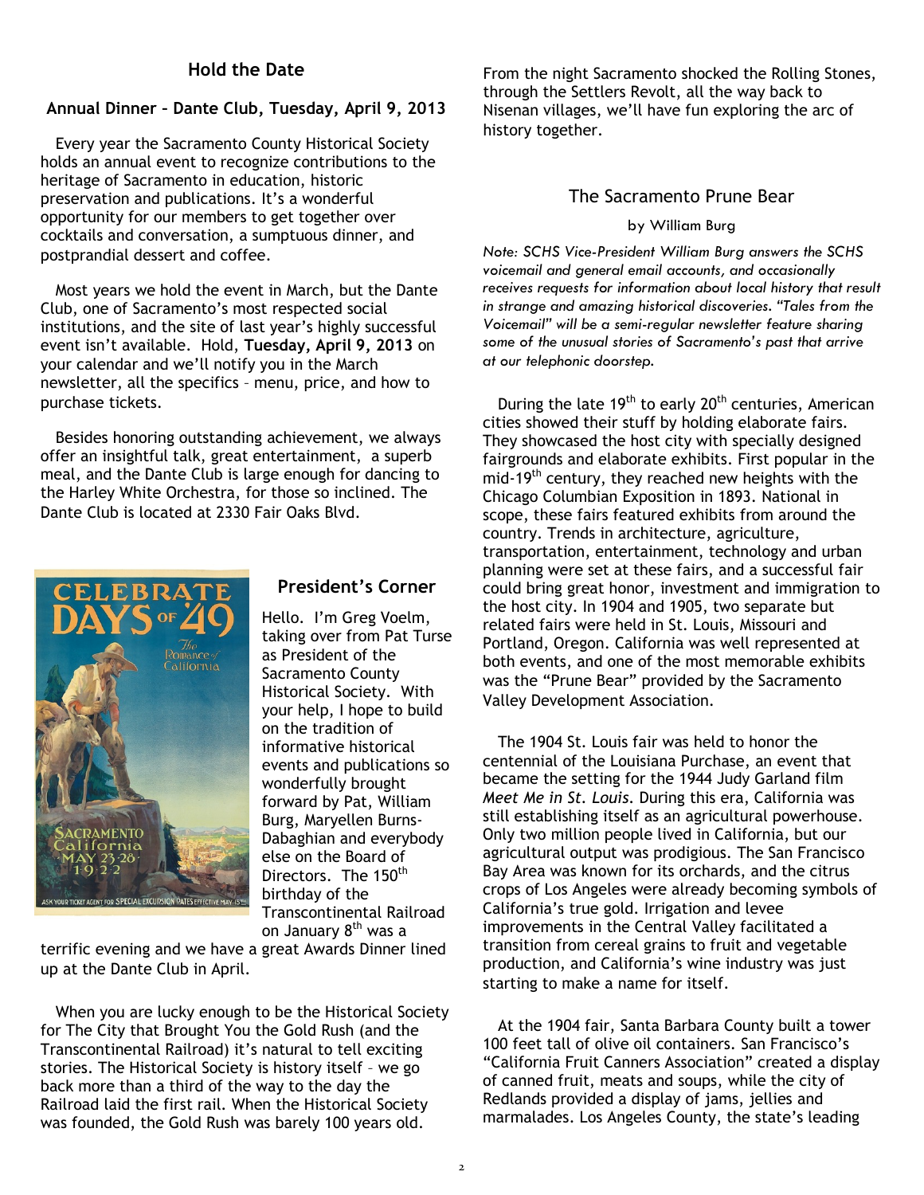## Hold the Date

### Annual Dinner – Dante Club, Tuesday, April 9, 2013

Every year the Sacramento County Historical Society holds an annual event to recognize contributions to the heritage of Sacramento in education, historic preservation and publications. It's a wonderful opportunity for our members to get together over cocktails and conversation, a sumptuous dinner, and postprandial dessert and coffee.

Most years we hold the event in March, but the Dante Club, one of Sacramento's most respected social institutions, and the site of last year's highly successful event isn't available. Hold, **Tuesday, April 9, 2013** on your calendar and we'll notify you in the March newsletter, all the specifics – menu, price, and how to purchase tickets.

Besides honoring outstanding achievement, we always offer an insightful talk, great entertainment, a superb meal, and the Dante Club is large enough for dancing to the Harley White Orchestra, for those so inclined. The Dante Club is located at 2330 Fair Oaks Blvd.

## President's Corner

Hello. I'm Greg Voelm, taking over from Pat Turse as President of the Sacramento County Historical Society. With your help, I hope to build on the tradition of informative historical events and publications so wonderfully brought forward by Pat, William Burg, Maryellen Burns-Dabaghian and everybody else on the Board of Directors. The 150th birthday of the Transcontinental Railroad on January 8th was a terrific evening and we have a great Awards Dinner lined up at the Dante Club in April.

When you are lucky enough to be the Historical Society for The City that Brought You the Gold Rush (and the Transcontinental Railroad) it's natural to tell exciting stories. The Historical Society is history itself – we go back more than a third of the way to the day the Railroad laid the first rail. When the Historical Society was founded, the Gold Rush was barely 100 years old. From the night Sacramento shocked the Rolling Stones, through the Settlers Revolt, all the way back to Nisenan villages, we'll have fun exploring the arc of history together.

## The Sacramento Prune Bear

by William Burg

*Note: SCHS Vice-President William Burg answers the SCHS voicemail and general email accounts, and occasionally receives requests for information about local history that result in strange and amazing historical discoveries. "Tales from the Voicemail" will be a semi-regular newsletter feature sharing some of the unusual stories of Sacramento's past that arrive at our telephonic doorstep.*

During the late 19th to early 20th centuries, American cities showed their stuff by holding elaborate fairs. They showcased the host city with specially designed fairgrounds and elaborate exhibits. First popular in the mid-19th century, they reached new heights with the Chicago Columbian Exposition in 1893. National in scope, these fairs featured exhibits from around the country. Trends in architecture, agriculture, transportation, entertainment, technology and urban planning were set at these fairs, and a successful fair could bring great honor, investment and immigration to the host city. In 1904 and 1905, two separate but related fairs were held in St. Louis, Missouri and Portland, Oregon. California was well represented at both events, and one of the most memorable exhibits was the "Prune Bear" provided by the Sacramento Valley Development Association.

The 1904 St. Louis fair was held to honor the centennial of the Louisiana Purchase, an event that became the setting for the 1944 Judy Garland film *Meet Me in St. Louis*. During this era, California was still establishing itself as an agricultural powerhouse. Only two million people lived in California, but our agricultural output was prodigious. The San Francisco Bay Area was known for its orchards, and the citrus crops of Los Angeles were already becoming symbols of California's true gold. Irrigation and levee improvements in the Central Valley facilitated a transition from cereal grains to fruit and vegetable production, and California's wine industry was just starting to make a name for itself.

At the 1904 fair, Santa Barbara County built a tower 100 feet tall of olive oil containers. San Francisco's "California Fruit Canners Association" created a display of canned fruit, meats and soups, while the city of Redlands provided a display of jams, jellies and marmalades. Los Angeles County, the state's leading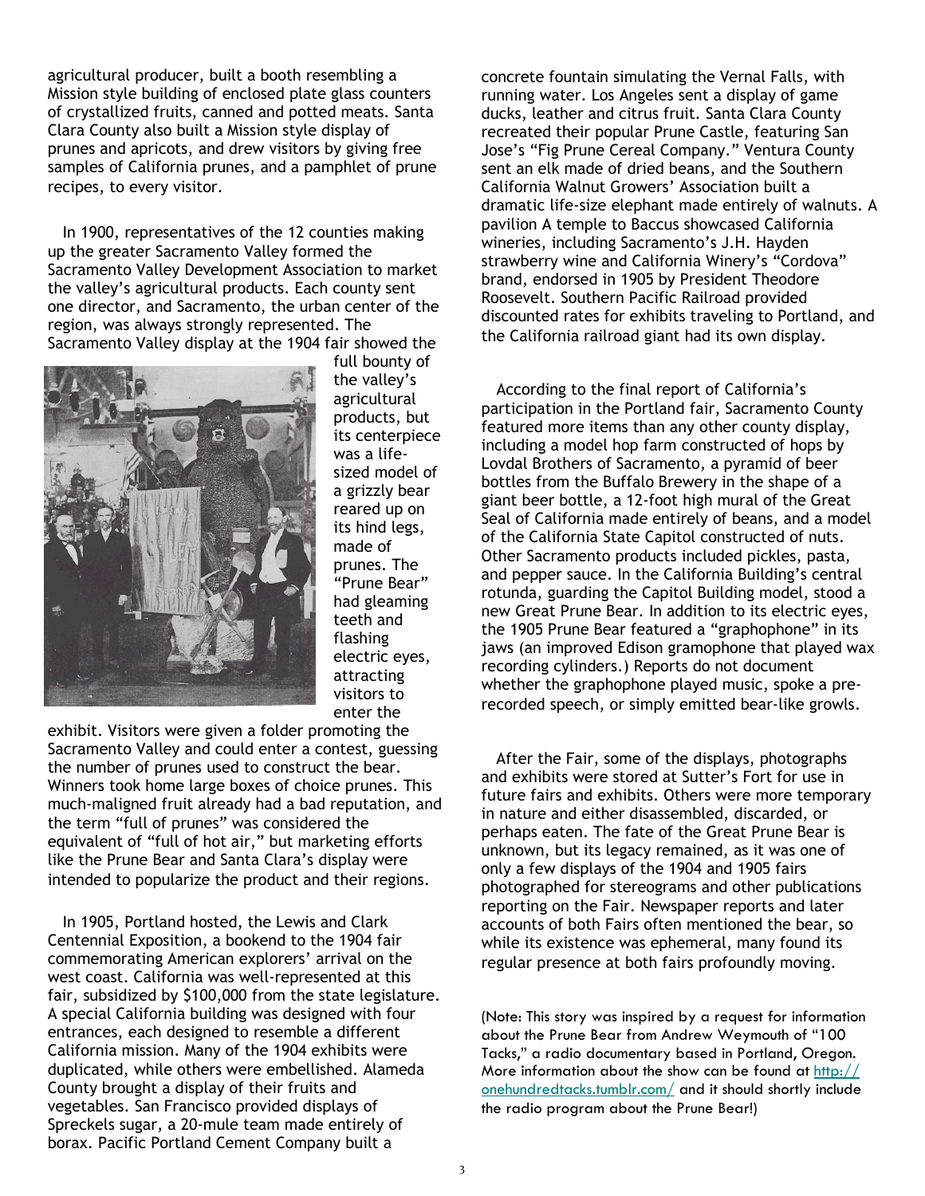agricultural producer, built a booth resembling a Mission style building of enclosed plate glass counters of crystallized fruits, canned and potted meats. Santa Clara County also built a Mission style display of prunes and apricots, and drew visitors by giving free samples of California prunes, and a pamphlet of prune recipes, to every visitor.

In 1900, representatives of the 12 counties making up the greater Sacramento Valley formed the Sacramento Valley Development Association to market the valley's agricultural products. Each county sent one director, and Sacramento, the urban center of the region, was always strongly represented. The Sacramento Valley display at the 1904 fair showed the full bounty of the valley's agricultural products, but its centerpiece was a life-sized model of a grizzly bear reared up on its hind legs, made of prunes. The "Prune Bear" had gleaming teeth and flashing electric eyes, attracting visitors to enter the exhibit. Visitors were given a folder promoting the Sacramento Valley and could enter a contest, guessing the number of prunes used to construct the bear. Winners took home large boxes of choice prunes. This much-maligned fruit already had a bad reputation, and the term "full of prunes" was considered the equivalent of "full of hot air," but marketing efforts like the Prune Bear and Santa Clara's display were intended to popularize the product and their regions.

In 1905, Portland hosted, the Lewis and Clark Centennial Exposition, a bookend to the 1904 fair commemorating American explorers' arrival on the west coast. California was well-represented at this fair, subsidized by $100,000 from the state legislature. A special California building was designed with four entrances, each designed to resemble a different California mission. Many of the 1904 exhibits were duplicated, while others were embellished. Alameda County brought a display of their fruits and vegetables. San Francisco provided displays of Spreckels sugar, a 20-mule team made entirely of borax. Pacific Portland Cement Company built a concrete fountain simulating the Vernal Falls, with running water. Los Angeles sent a display of game ducks, leather and citrus fruit. Santa Clara County recreated their popular Prune Castle, featuring San Jose's "Fig Prune Cereal Company." Ventura County sent an elk made of dried beans, and the Southern California Walnut Growers' Association built a dramatic life-size elephant made entirely of walnuts. A pavilion A temple to Baccus showcased California wineries, including Sacramento's J.H. Hayden strawberry wine and California Winery's "Cordova" brand, endorsed in 1905 by President Theodore Roosevelt. Southern Pacific Railroad provided discounted rates for exhibits traveling to Portland, and the California railroad giant had its own display.

According to the final report of California's participation in the Portland fair, Sacramento County featured more items than any other county display, including a model hop farm constructed of hops by Lovdal Brothers of Sacramento, a pyramid of beer bottles from the Buffalo Brewery in the shape of a giant beer bottle, a 12-foot high mural of the Great Seal of California made entirely of beans, and a model of the California State Capitol constructed of nuts. Other Sacramento products included pickles, pasta, and pepper sauce. In the California Building's central rotunda, guarding the Capitol Building model, stood a new Great Prune Bear. In addition to its electric eyes, the 1905 Prune Bear featured a "graphophone" in its jaws (an improved Edison gramophone that played wax recording cylinders.) Reports do not document whether the graphophone played music, spoke a pre-recorded speech, or simply emitted bear-like growls.

After the Fair, some of the displays, photographs and exhibits were stored at Sutter's Fort for use in future fairs and exhibits. Others were more temporary in nature and either disassembled, discarded, or perhaps eaten. The fate of the Great Prune Bear is unknown, but its legacy remained, as it was one of only a few displays of the 1904 and 1905 fairs photographed for stereograms and other publications reporting on the Fair. Newspaper reports and later accounts of both Fairs often mentioned the bear, so while its existence was ephemeral, many found its regular presence at both fairs profoundly moving.

(Note: This story was inspired by a request for information about the Prune Bear from Andrew Weymouth of "100 Tacks," a radio documentary based in Portland, Oregon. More information about the show can be found at [http://onehundredtacks.tumblr.com/](http://onehundredtacks.tumblr.com/) and it should shortly include the radio program about the Prune Bear!)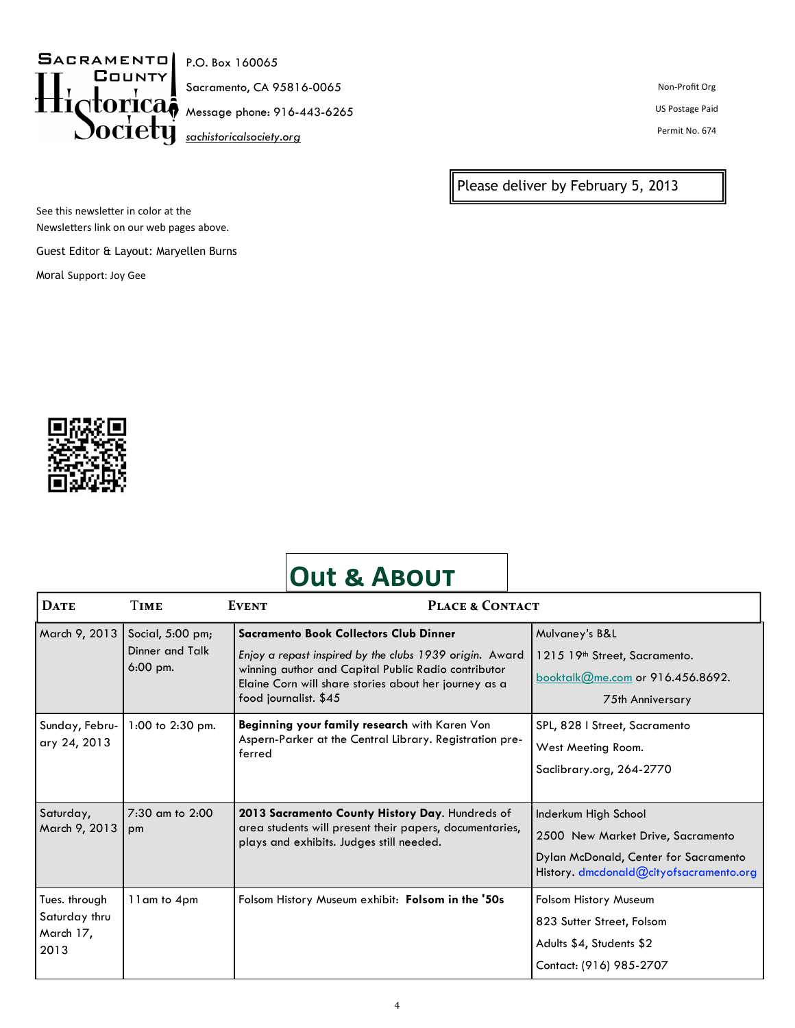Sacramento County Historical Society

P.O. Box 160065

Sacramento, CA 95816-0065

Message phone: 916-443-6265

sachistoricalsociety.org

Non-Profit Org

US Postage Paid

Permit No. 674

Please deliver by February 5, 2013

See this newsletter in color at the Newsletters link on our web pages above.

Guest Editor & Layout: Maryellen Burns

Moral Support: Joy Gee

## Out & About

| Date | Time | Event | Place & Contact |
|---|---|---|---|
| March 9, 2013 | Social, 5:00 pm; Dinner and Talk 6:00 pm. | **Sacramento Book Collectors Club Dinner** *Enjoy a repast inspired by the clubs 1939 origin.* Award winning author and Capital Public Radio contributor Elaine Corn will share stories about her journey as a food journalist. $45 | Mulvaney's B&L 1215 19th Street, Sacramento. booktalk@me.com or 916.456.8692. 75th Anniversary |
| Sunday, February 24, 2013 | 1:00 to 2:30 pm. | **Beginning your family research** with Karen Von Aspern-Parker at the Central Library. Registration preferred | SPL, 828 I Street, Sacramento West Meeting Room. Saclibrary.org, 264-2770 |
| Saturday, March 9, 2013 | 7:30 am to 2:00 pm | **2013 Sacramento County History Day**. Hundreds of area students will present their papers, documentaries, plays and exhibits. Judges still needed. | Inderkum High School 2500 New Market Drive, Sacramento Dylan McDonald, Center for Sacramento History. dmcdonald@cityofsacramento.org |
| Tues. through Saturday thru March 17, 2013 | 11am to 4pm | Folsom History Museum exhibit: **Folsom in the '50s** | Folsom History Museum 823 Sutter Street, Folsom Adults $4, Students $2 Contact: (916) 985-2707 |